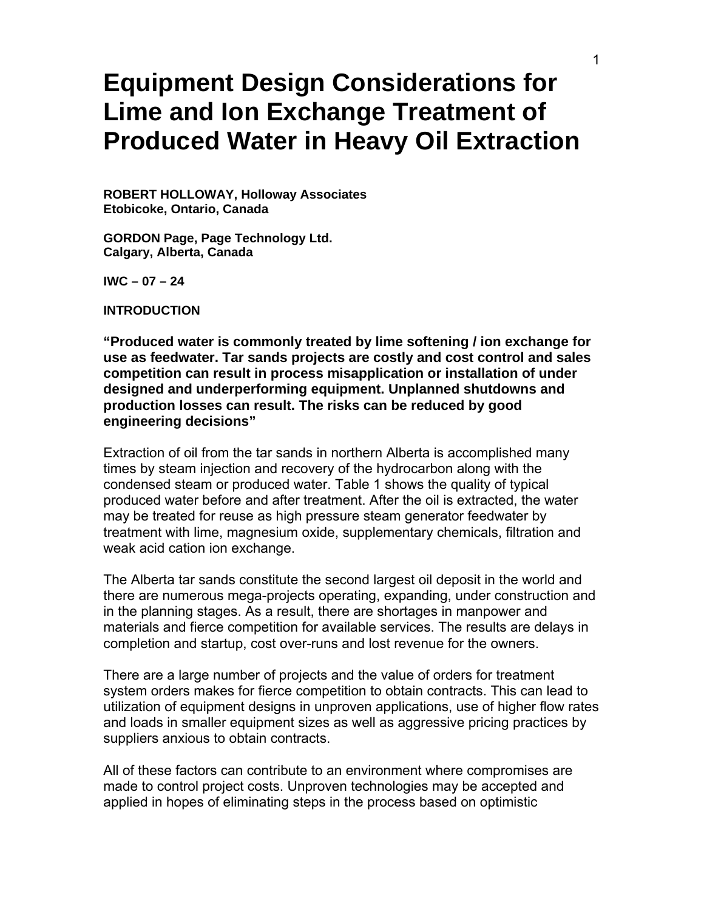# Equipment Design Considerations for Lime and Ion Exchange Treatment of Produced Water in Heavy Oil Extraction

**ROBERT HOLLOWAY, Holloway Associates**
**Etobicoke, Ontario, Canada**

**GORDON Page, Page Technology Ltd.**
**Calgary, Alberta, Canada**

**IWC – 07 – 24**

## INTRODUCTION

**"Produced water is commonly treated by lime softening / ion exchange for use as feedwater. Tar sands projects are costly and cost control and sales competition can result in process misapplication or installation of under designed and underperforming equipment. Unplanned shutdowns and production losses can result. The risks can be reduced by good engineering decisions"**

Extraction of oil from the tar sands in northern Alberta is accomplished many times by steam injection and recovery of the hydrocarbon along with the condensed steam or produced water. Table 1 shows the quality of typical produced water before and after treatment. After the oil is extracted, the water may be treated for reuse as high pressure steam generator feedwater by treatment with lime, magnesium oxide, supplementary chemicals, filtration and weak acid cation ion exchange.

The Alberta tar sands constitute the second largest oil deposit in the world and there are numerous mega-projects operating, expanding, under construction and in the planning stages. As a result, there are shortages in manpower and materials and fierce competition for available services. The results are delays in completion and startup, cost over-runs and lost revenue for the owners.

There are a large number of projects and the value of orders for treatment system orders makes for fierce competition to obtain contracts. This can lead to utilization of equipment designs in unproven applications, use of higher flow rates and loads in smaller equipment sizes as well as aggressive pricing practices by suppliers anxious to obtain contracts.

All of these factors can contribute to an environment where compromises are made to control project costs. Unproven technologies may be accepted and applied in hopes of eliminating steps in the process based on optimistic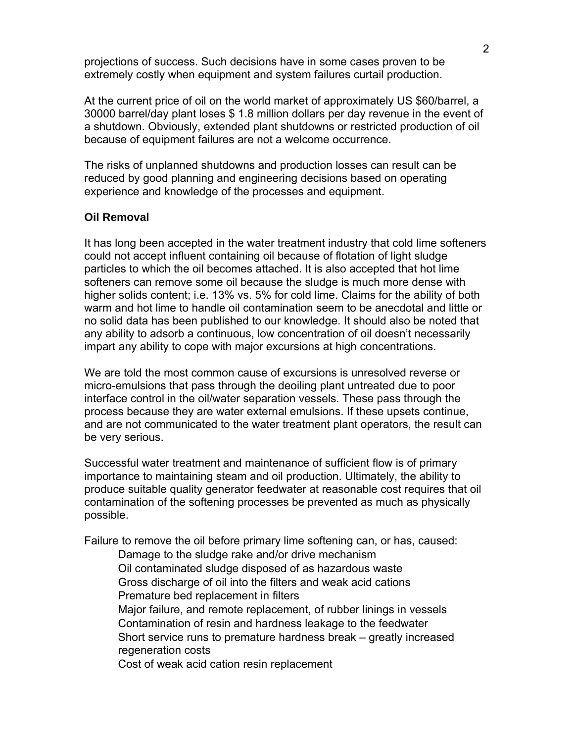projections of success. Such decisions have in some cases proven to be extremely costly when equipment and system failures curtail production.

At the current price of oil on the world market of approximately US $60/barrel, a 30000 barrel/day plant loses $ 1.8 million dollars per day revenue in the event of a shutdown. Obviously, extended plant shutdowns or restricted production of oil because of equipment failures are not a welcome occurrence.

The risks of unplanned shutdowns and production losses can result can be reduced by good planning and engineering decisions based on operating experience and knowledge of the processes and equipment.

**Oil Removal**

It has long been accepted in the water treatment industry that cold lime softeners could not accept influent containing oil because of flotation of light sludge particles to which the oil becomes attached. It is also accepted that hot lime softeners can remove some oil because the sludge is much more dense with higher solids content; i.e. 13% vs. 5% for cold lime. Claims for the ability of both warm and hot lime to handle oil contamination seem to be anecdotal and little or no solid data has been published to our knowledge. It should also be noted that any ability to adsorb a continuous, low concentration of oil doesn't necessarily impart any ability to cope with major excursions at high concentrations.

We are told the most common cause of excursions is unresolved reverse or micro-emulsions that pass through the deoiling plant untreated due to poor interface control in the oil/water separation vessels. These pass through the process because they are water external emulsions. If these upsets continue, and are not communicated to the water treatment plant operators, the result can be very serious.

Successful water treatment and maintenance of sufficient flow is of primary importance to maintaining steam and oil production. Ultimately, the ability to produce suitable quality generator feedwater at reasonable cost requires that oil contamination of the softening processes be prevented as much as physically possible.

Failure to remove the oil before primary lime softening can, or has, caused:

- Damage to the sludge rake and/or drive mechanism
- Oil contaminated sludge disposed of as hazardous waste
- Gross discharge of oil into the filters and weak acid cations
- Premature bed replacement in filters
- Major failure, and remote replacement, of rubber linings in vessels
- Contamination of resin and hardness leakage to the feedwater
- Short service runs to premature hardness break – greatly increased regeneration costs
- Cost of weak acid cation resin replacement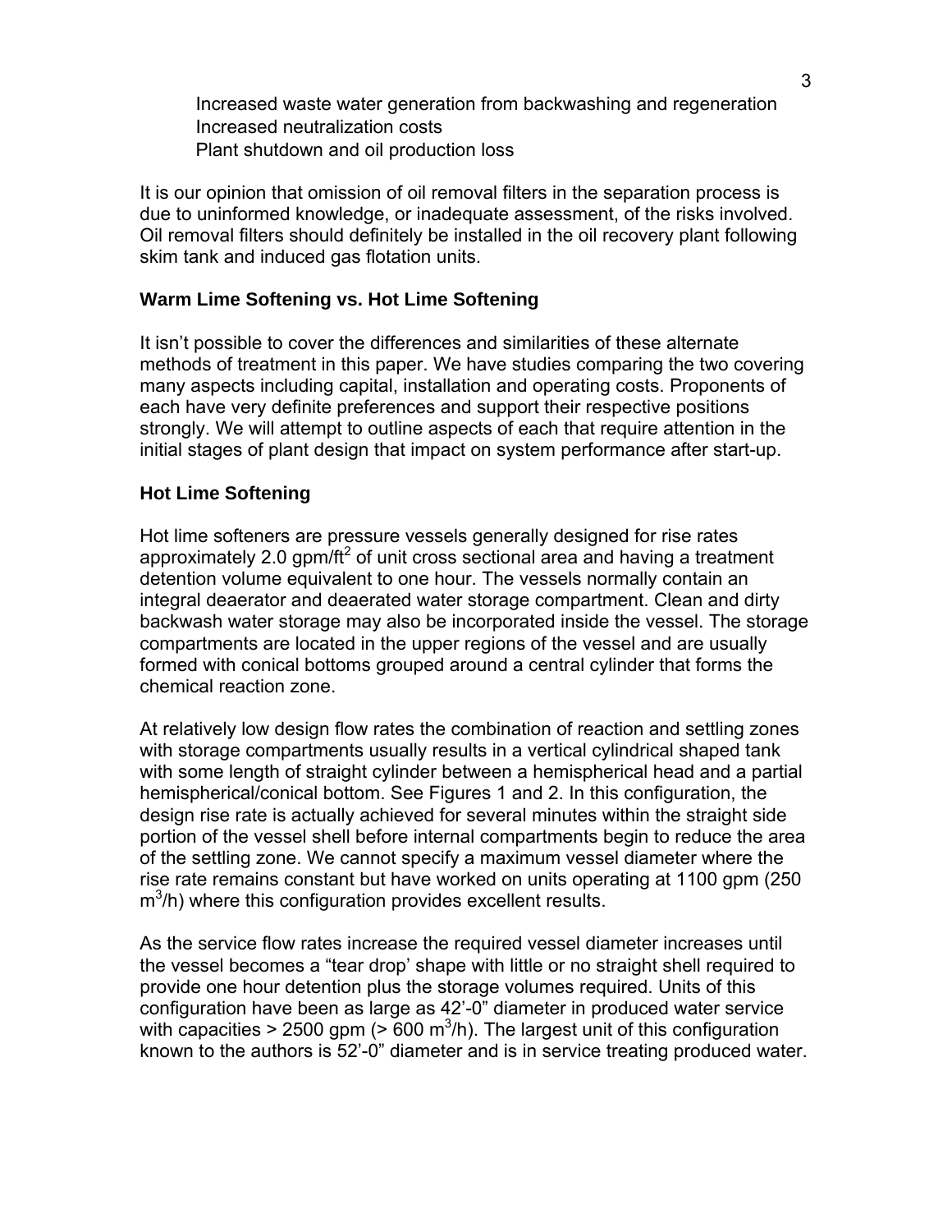Increased waste water generation from backwashing and regeneration
Increased neutralization costs
Plant shutdown and oil production loss

It is our opinion that omission of oil removal filters in the separation process is due to uninformed knowledge, or inadequate assessment, of the risks involved. Oil removal filters should definitely be installed in the oil recovery plant following skim tank and induced gas flotation units.

### Warm Lime Softening vs. Hot Lime Softening

It isn't possible to cover the differences and similarities of these alternate methods of treatment in this paper. We have studies comparing the two covering many aspects including capital, installation and operating costs. Proponents of each have very definite preferences and support their respective positions strongly. We will attempt to outline aspects of each that require attention in the initial stages of plant design that impact on system performance after start-up.

### Hot Lime Softening

Hot lime softeners are pressure vessels generally designed for rise rates approximately 2.0 gpm/ft$^2$ of unit cross sectional area and having a treatment detention volume equivalent to one hour. The vessels normally contain an integral deaerator and deaerated water storage compartment. Clean and dirty backwash water storage may also be incorporated inside the vessel. The storage compartments are located in the upper regions of the vessel and are usually formed with conical bottoms grouped around a central cylinder that forms the chemical reaction zone.

At relatively low design flow rates the combination of reaction and settling zones with storage compartments usually results in a vertical cylindrical shaped tank with some length of straight cylinder between a hemispherical head and a partial hemispherical/conical bottom. See Figures 1 and 2. In this configuration, the design rise rate is actually achieved for several minutes within the straight side portion of the vessel shell before internal compartments begin to reduce the area of the settling zone. We cannot specify a maximum vessel diameter where the rise rate remains constant but have worked on units operating at 1100 gpm (250 m$^3$/h) where this configuration provides excellent results.

As the service flow rates increase the required vessel diameter increases until the vessel becomes a "tear drop' shape with little or no straight shell required to provide one hour detention plus the storage volumes required. Units of this configuration have been as large as 42'-0" diameter in produced water service with capacities > 2500 gpm (> 600 m$^3$/h). The largest unit of this configuration known to the authors is 52'-0" diameter and is in service treating produced water.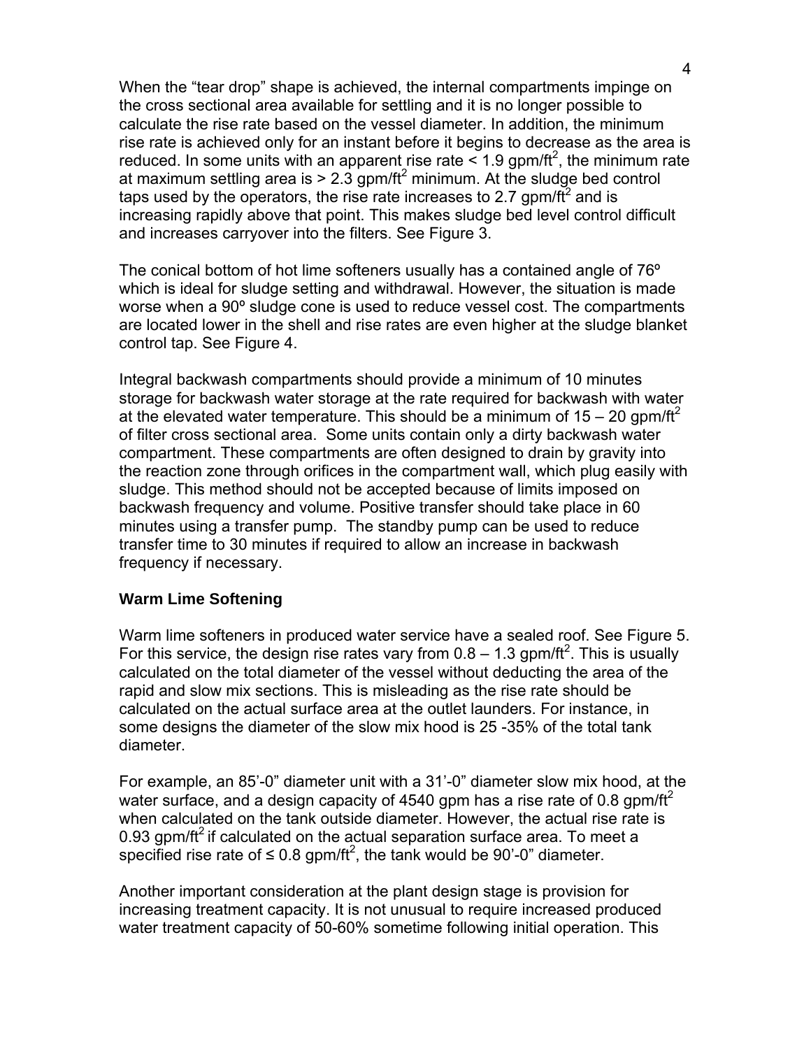When the "tear drop" shape is achieved, the internal compartments impinge on the cross sectional area available for settling and it is no longer possible to calculate the rise rate based on the vessel diameter. In addition, the minimum rise rate is achieved only for an instant before it begins to decrease as the area is reduced. In some units with an apparent rise rate < 1.9 gpm/ft$^2$, the minimum rate at maximum settling area is > 2.3 gpm/ft$^2$ minimum. At the sludge bed control taps used by the operators, the rise rate increases to 2.7 gpm/ft$^2$ and is increasing rapidly above that point. This makes sludge bed level control difficult and increases carryover into the filters. See Figure 3.

The conical bottom of hot lime softeners usually has a contained angle of 76º which is ideal for sludge setting and withdrawal. However, the situation is made worse when a 90º sludge cone is used to reduce vessel cost. The compartments are located lower in the shell and rise rates are even higher at the sludge blanket control tap. See Figure 4.

Integral backwash compartments should provide a minimum of 10 minutes storage for backwash water storage at the rate required for backwash with water at the elevated water temperature. This should be a minimum of 15 – 20 gpm/ft$^2$ of filter cross sectional area. Some units contain only a dirty backwash water compartment. These compartments are often designed to drain by gravity into the reaction zone through orifices in the compartment wall, which plug easily with sludge. This method should not be accepted because of limits imposed on backwash frequency and volume. Positive transfer should take place in 60 minutes using a transfer pump. The standby pump can be used to reduce transfer time to 30 minutes if required to allow an increase in backwash frequency if necessary.

**Warm Lime Softening**

Warm lime softeners in produced water service have a sealed roof. See Figure 5. For this service, the design rise rates vary from 0.8 – 1.3 gpm/ft$^2$. This is usually calculated on the total diameter of the vessel without deducting the area of the rapid and slow mix sections. This is misleading as the rise rate should be calculated on the actual surface area at the outlet launders. For instance, in some designs the diameter of the slow mix hood is 25 -35% of the total tank diameter.

For example, an 85'-0" diameter unit with a 31'-0" diameter slow mix hood, at the water surface, and a design capacity of 4540 gpm has a rise rate of 0.8 gpm/ft$^2$ when calculated on the tank outside diameter. However, the actual rise rate is 0.93 gpm/ft$^2$ if calculated on the actual separation surface area. To meet a specified rise rate of ≤ 0.8 gpm/ft$^2$, the tank would be 90'-0" diameter.

Another important consideration at the plant design stage is provision for increasing treatment capacity. It is not unusual to require increased produced water treatment capacity of 50-60% sometime following initial operation. This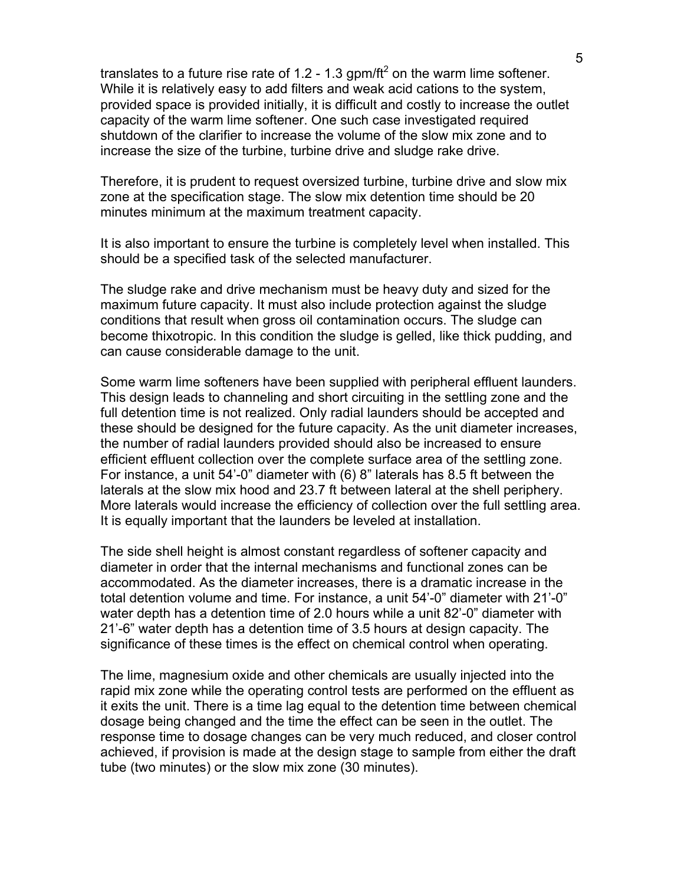translates to a future rise rate of 1.2 - 1.3 gpm/ft$^2$ on the warm lime softener. While it is relatively easy to add filters and weak acid cations to the system, provided space is provided initially, it is difficult and costly to increase the outlet capacity of the warm lime softener. One such case investigated required shutdown of the clarifier to increase the volume of the slow mix zone and to increase the size of the turbine, turbine drive and sludge rake drive.

Therefore, it is prudent to request oversized turbine, turbine drive and slow mix zone at the specification stage. The slow mix detention time should be 20 minutes minimum at the maximum treatment capacity.

It is also important to ensure the turbine is completely level when installed. This should be a specified task of the selected manufacturer.

The sludge rake and drive mechanism must be heavy duty and sized for the maximum future capacity. It must also include protection against the sludge conditions that result when gross oil contamination occurs. The sludge can become thixotropic. In this condition the sludge is gelled, like thick pudding, and can cause considerable damage to the unit.

Some warm lime softeners have been supplied with peripheral effluent launders. This design leads to channeling and short circuiting in the settling zone and the full detention time is not realized. Only radial launders should be accepted and these should be designed for the future capacity. As the unit diameter increases, the number of radial launders provided should also be increased to ensure efficient effluent collection over the complete surface area of the settling zone. For instance, a unit 54'-0" diameter with (6) 8" laterals has 8.5 ft between the laterals at the slow mix hood and 23.7 ft between lateral at the shell periphery. More laterals would increase the efficiency of collection over the full settling area. It is equally important that the launders be leveled at installation.

The side shell height is almost constant regardless of softener capacity and diameter in order that the internal mechanisms and functional zones can be accommodated. As the diameter increases, there is a dramatic increase in the total detention volume and time. For instance, a unit 54'-0" diameter with 21'-0" water depth has a detention time of 2.0 hours while a unit 82'-0" diameter with 21'-6" water depth has a detention time of 3.5 hours at design capacity. The significance of these times is the effect on chemical control when operating.

The lime, magnesium oxide and other chemicals are usually injected into the rapid mix zone while the operating control tests are performed on the effluent as it exits the unit. There is a time lag equal to the detention time between chemical dosage being changed and the time the effect can be seen in the outlet. The response time to dosage changes can be very much reduced, and closer control achieved, if provision is made at the design stage to sample from either the draft tube (two minutes) or the slow mix zone (30 minutes).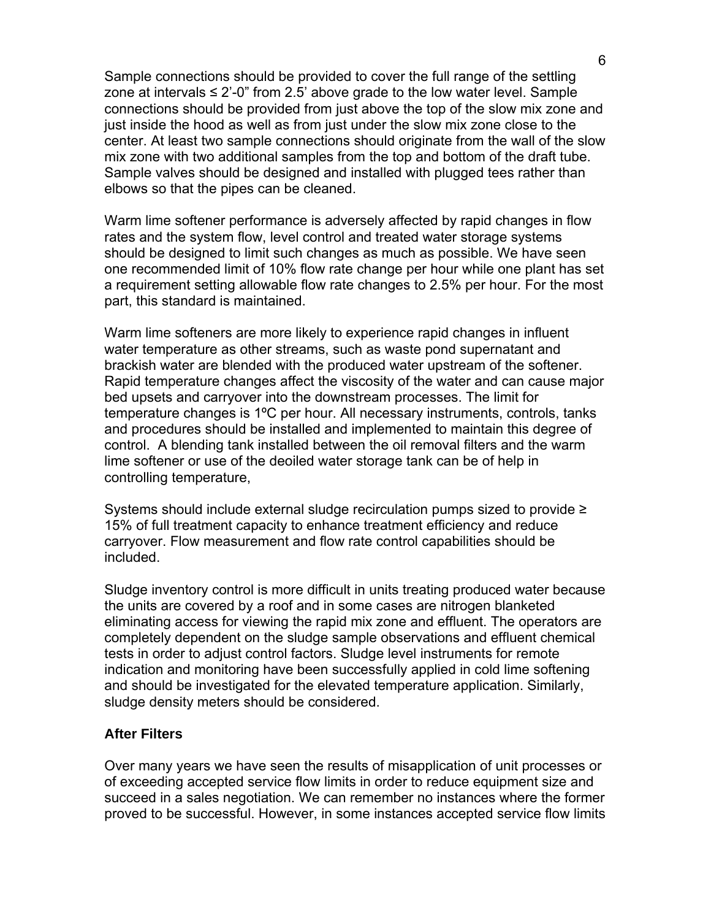Sample connections should be provided to cover the full range of the settling zone at intervals ≤ 2'-0" from 2.5' above grade to the low water level. Sample connections should be provided from just above the top of the slow mix zone and just inside the hood as well as from just under the slow mix zone close to the center. At least two sample connections should originate from the wall of the slow mix zone with two additional samples from the top and bottom of the draft tube. Sample valves should be designed and installed with plugged tees rather than elbows so that the pipes can be cleaned.

Warm lime softener performance is adversely affected by rapid changes in flow rates and the system flow, level control and treated water storage systems should be designed to limit such changes as much as possible. We have seen one recommended limit of 10% flow rate change per hour while one plant has set a requirement setting allowable flow rate changes to 2.5% per hour. For the most part, this standard is maintained.

Warm lime softeners are more likely to experience rapid changes in influent water temperature as other streams, such as waste pond supernatant and brackish water are blended with the produced water upstream of the softener. Rapid temperature changes affect the viscosity of the water and can cause major bed upsets and carryover into the downstream processes. The limit for temperature changes is 1ºC per hour. All necessary instruments, controls, tanks and procedures should be installed and implemented to maintain this degree of control. A blending tank installed between the oil removal filters and the warm lime softener or use of the deoiled water storage tank can be of help in controlling temperature,

Systems should include external sludge recirculation pumps sized to provide ≥ 15% of full treatment capacity to enhance treatment efficiency and reduce carryover. Flow measurement and flow rate control capabilities should be included.

Sludge inventory control is more difficult in units treating produced water because the units are covered by a roof and in some cases are nitrogen blanketed eliminating access for viewing the rapid mix zone and effluent. The operators are completely dependent on the sludge sample observations and effluent chemical tests in order to adjust control factors. Sludge level instruments for remote indication and monitoring have been successfully applied in cold lime softening and should be investigated for the elevated temperature application. Similarly, sludge density meters should be considered.

**After Filters**

Over many years we have seen the results of misapplication of unit processes or of exceeding accepted service flow limits in order to reduce equipment size and succeed in a sales negotiation. We can remember no instances where the former proved to be successful. However, in some instances accepted service flow limits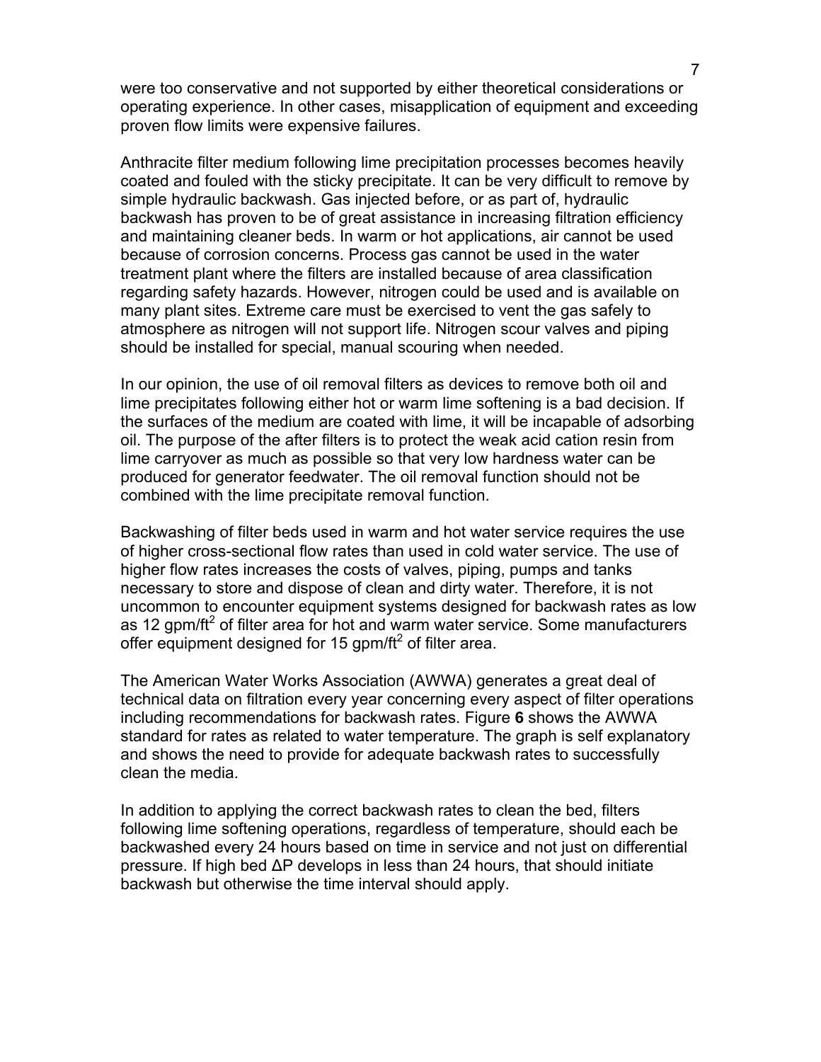were too conservative and not supported by either theoretical considerations or operating experience. In other cases, misapplication of equipment and exceeding proven flow limits were expensive failures.

Anthracite filter medium following lime precipitation processes becomes heavily coated and fouled with the sticky precipitate. It can be very difficult to remove by simple hydraulic backwash. Gas injected before, or as part of, hydraulic backwash has proven to be of great assistance in increasing filtration efficiency and maintaining cleaner beds. In warm or hot applications, air cannot be used because of corrosion concerns. Process gas cannot be used in the water treatment plant where the filters are installed because of area classification regarding safety hazards. However, nitrogen could be used and is available on many plant sites. Extreme care must be exercised to vent the gas safely to atmosphere as nitrogen will not support life. Nitrogen scour valves and piping should be installed for special, manual scouring when needed.

In our opinion, the use of oil removal filters as devices to remove both oil and lime precipitates following either hot or warm lime softening is a bad decision. If the surfaces of the medium are coated with lime, it will be incapable of adsorbing oil. The purpose of the after filters is to protect the weak acid cation resin from lime carryover as much as possible so that very low hardness water can be produced for generator feedwater. The oil removal function should not be combined with the lime precipitate removal function.

Backwashing of filter beds used in warm and hot water service requires the use of higher cross-sectional flow rates than used in cold water service. The use of higher flow rates increases the costs of valves, piping, pumps and tanks necessary to store and dispose of clean and dirty water. Therefore, it is not uncommon to encounter equipment systems designed for backwash rates as low as 12 gpm/ft$^2$ of filter area for hot and warm water service. Some manufacturers offer equipment designed for 15 gpm/ft$^2$ of filter area.

The American Water Works Association (AWWA) generates a great deal of technical data on filtration every year concerning every aspect of filter operations including recommendations for backwash rates. Figure **6** shows the AWWA standard for rates as related to water temperature. The graph is self explanatory and shows the need to provide for adequate backwash rates to successfully clean the media.

In addition to applying the correct backwash rates to clean the bed, filters following lime softening operations, regardless of temperature, should each be backwashed every 24 hours based on time in service and not just on differential pressure. If high bed $\Delta P$ develops in less than 24 hours, that should initiate backwash but otherwise the time interval should apply.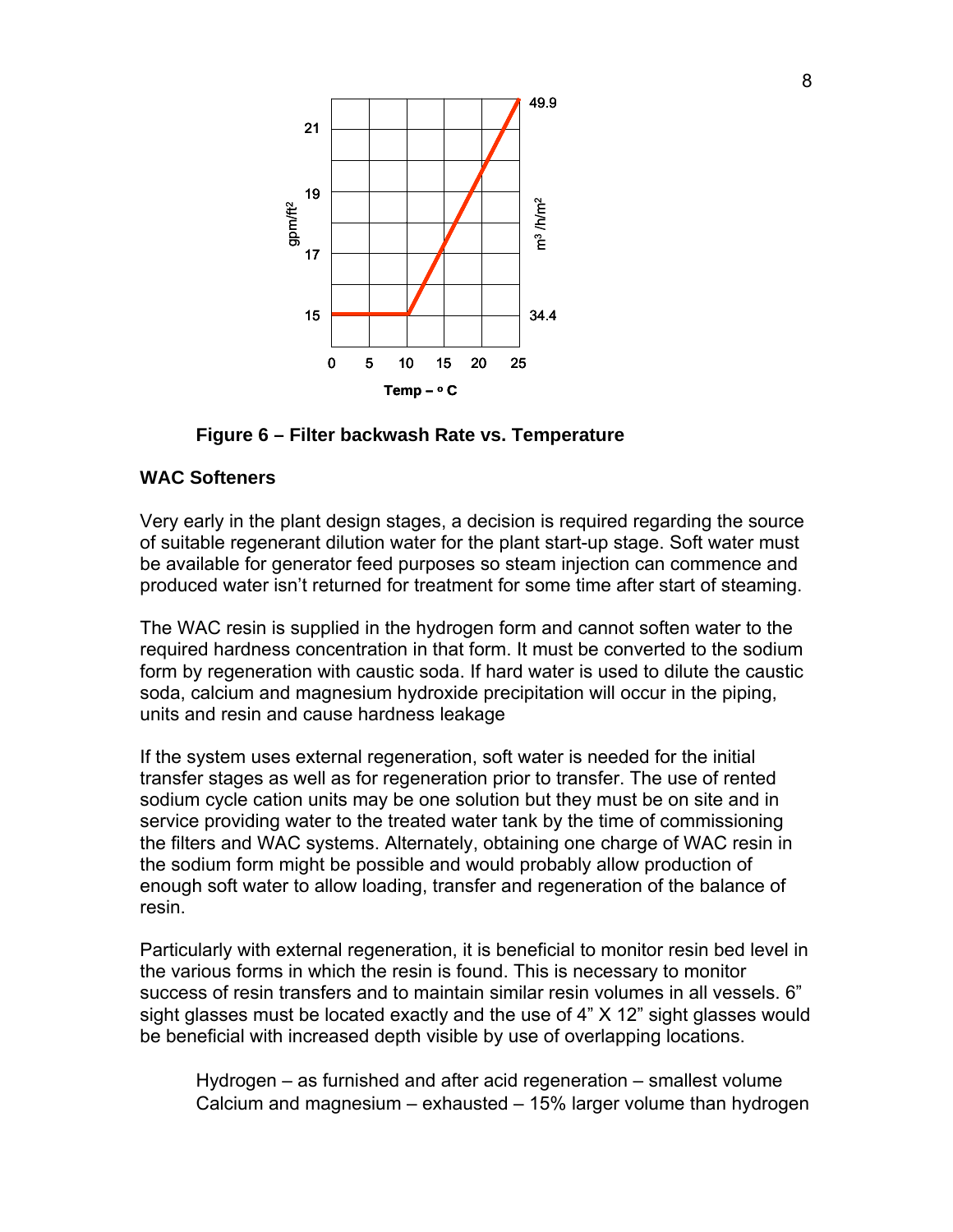**Figure 6 – Filter backwash Rate vs. Temperature**

**WAC Softeners**

Very early in the plant design stages, a decision is required regarding the source of suitable regenerant dilution water for the plant start-up stage. Soft water must be available for generator feed purposes so steam injection can commence and produced water isn't returned for treatment for some time after start of steaming.

The WAC resin is supplied in the hydrogen form and cannot soften water to the required hardness concentration in that form. It must be converted to the sodium form by regeneration with caustic soda. If hard water is used to dilute the caustic soda, calcium and magnesium hydroxide precipitation will occur in the piping, units and resin and cause hardness leakage

If the system uses external regeneration, soft water is needed for the initial transfer stages as well as for regeneration prior to transfer. The use of rented sodium cycle cation units may be one solution but they must be on site and in service providing water to the treated water tank by the time of commissioning the filters and WAC systems. Alternately, obtaining one charge of WAC resin in the sodium form might be possible and would probably allow production of enough soft water to allow loading, transfer and regeneration of the balance of resin.

Particularly with external regeneration, it is beneficial to monitor resin bed level in the various forms in which the resin is found. This is necessary to monitor success of resin transfers and to maintain similar resin volumes in all vessels. 6" sight glasses must be located exactly and the use of 4" X 12" sight glasses would be beneficial with increased depth visible by use of overlapping locations.

Hydrogen – as furnished and after acid regeneration – smallest volume
Calcium and magnesium – exhausted – 15% larger volume than hydrogen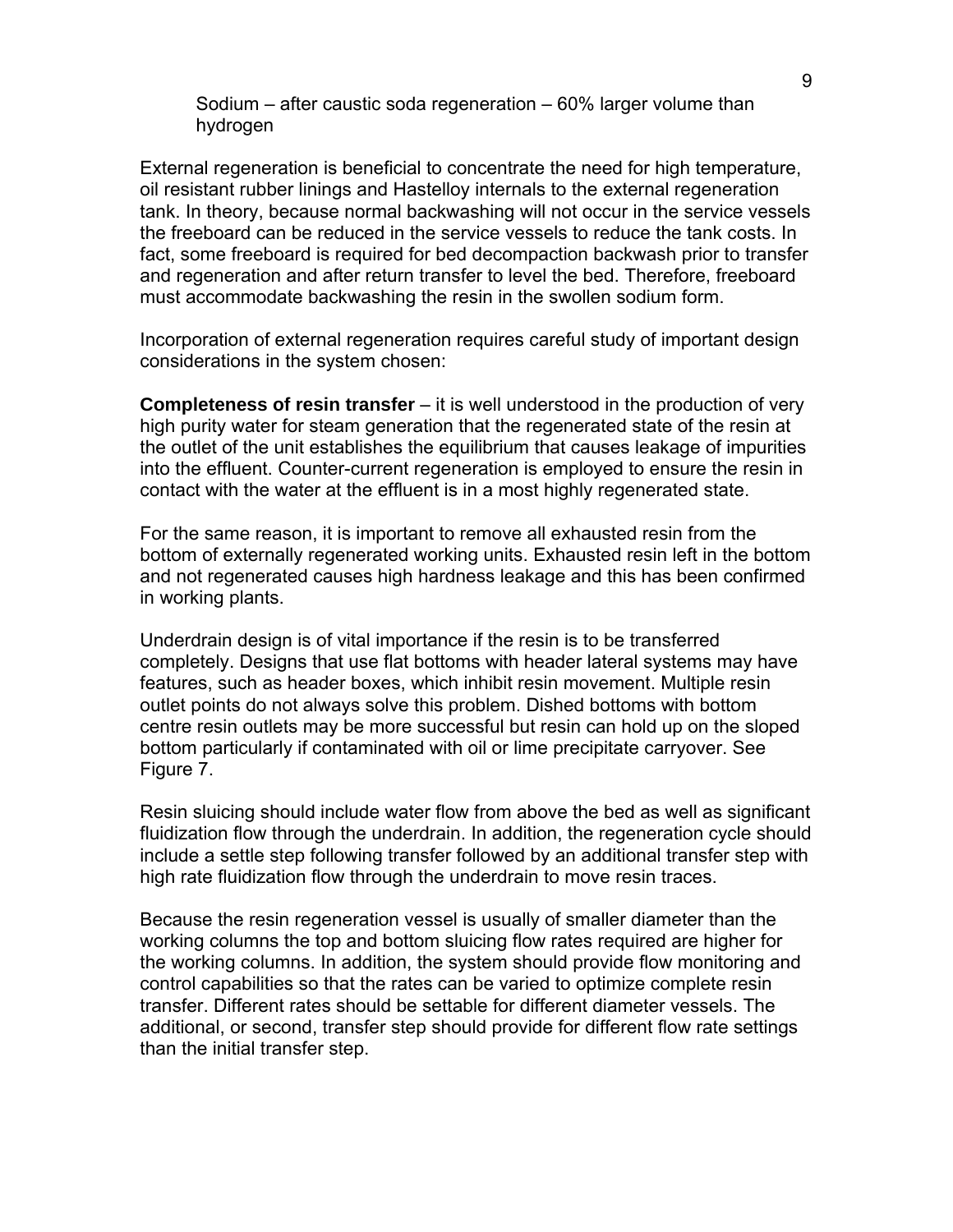Sodium – after caustic soda regeneration – 60% larger volume than hydrogen

External regeneration is beneficial to concentrate the need for high temperature, oil resistant rubber linings and Hastelloy internals to the external regeneration tank. In theory, because normal backwashing will not occur in the service vessels the freeboard can be reduced in the service vessels to reduce the tank costs. In fact, some freeboard is required for bed decompaction backwash prior to transfer and regeneration and after return transfer to level the bed. Therefore, freeboard must accommodate backwashing the resin in the swollen sodium form.

Incorporation of external regeneration requires careful study of important design considerations in the system chosen:

**Completeness of resin transfer** – it is well understood in the production of very high purity water for steam generation that the regenerated state of the resin at the outlet of the unit establishes the equilibrium that causes leakage of impurities into the effluent. Counter-current regeneration is employed to ensure the resin in contact with the water at the effluent is in a most highly regenerated state.

For the same reason, it is important to remove all exhausted resin from the bottom of externally regenerated working units. Exhausted resin left in the bottom and not regenerated causes high hardness leakage and this has been confirmed in working plants.

Underdrain design is of vital importance if the resin is to be transferred completely. Designs that use flat bottoms with header lateral systems may have features, such as header boxes, which inhibit resin movement. Multiple resin outlet points do not always solve this problem. Dished bottoms with bottom centre resin outlets may be more successful but resin can hold up on the sloped bottom particularly if contaminated with oil or lime precipitate carryover. See Figure 7.

Resin sluicing should include water flow from above the bed as well as significant fluidization flow through the underdrain. In addition, the regeneration cycle should include a settle step following transfer followed by an additional transfer step with high rate fluidization flow through the underdrain to move resin traces.

Because the resin regeneration vessel is usually of smaller diameter than the working columns the top and bottom sluicing flow rates required are higher for the working columns. In addition, the system should provide flow monitoring and control capabilities so that the rates can be varied to optimize complete resin transfer. Different rates should be settable for different diameter vessels. The additional, or second, transfer step should provide for different flow rate settings than the initial transfer step.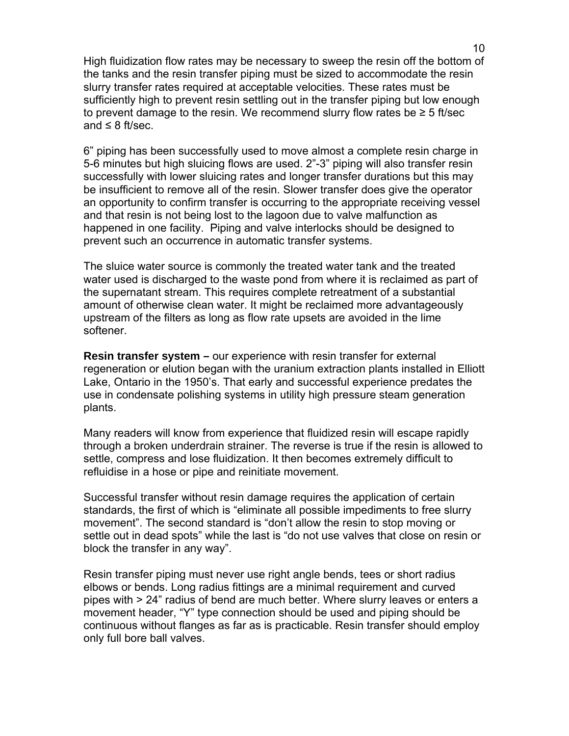High fluidization flow rates may be necessary to sweep the resin off the bottom of the tanks and the resin transfer piping must be sized to accommodate the resin slurry transfer rates required at acceptable velocities. These rates must be sufficiently high to prevent resin settling out in the transfer piping but low enough to prevent damage to the resin. We recommend slurry flow rates be ≥ 5 ft/sec and ≤ 8 ft/sec.

6” piping has been successfully used to move almost a complete resin charge in 5-6 minutes but high sluicing flows are used. 2”-3” piping will also transfer resin successfully with lower sluicing rates and longer transfer durations but this may be insufficient to remove all of the resin. Slower transfer does give the operator an opportunity to confirm transfer is occurring to the appropriate receiving vessel and that resin is not being lost to the lagoon due to valve malfunction as happened in one facility. Piping and valve interlocks should be designed to prevent such an occurrence in automatic transfer systems.

The sluice water source is commonly the treated water tank and the treated water used is discharged to the waste pond from where it is reclaimed as part of the supernatant stream. This requires complete retreatment of a substantial amount of otherwise clean water. It might be reclaimed more advantageously upstream of the filters as long as flow rate upsets are avoided in the lime softener.

**Resin transfer system –** our experience with resin transfer for external regeneration or elution began with the uranium extraction plants installed in Elliott Lake, Ontario in the 1950’s. That early and successful experience predates the use in condensate polishing systems in utility high pressure steam generation plants.

Many readers will know from experience that fluidized resin will escape rapidly through a broken underdrain strainer. The reverse is true if the resin is allowed to settle, compress and lose fluidization. It then becomes extremely difficult to refluidise in a hose or pipe and reinitiate movement.

Successful transfer without resin damage requires the application of certain standards, the first of which is “eliminate all possible impediments to free slurry movement”. The second standard is “don’t allow the resin to stop moving or settle out in dead spots” while the last is “do not use valves that close on resin or block the transfer in any way”.

Resin transfer piping must never use right angle bends, tees or short radius elbows or bends. Long radius fittings are a minimal requirement and curved pipes with > 24” radius of bend are much better. Where slurry leaves or enters a movement header, “Y” type connection should be used and piping should be continuous without flanges as far as is practicable. Resin transfer should employ only full bore ball valves.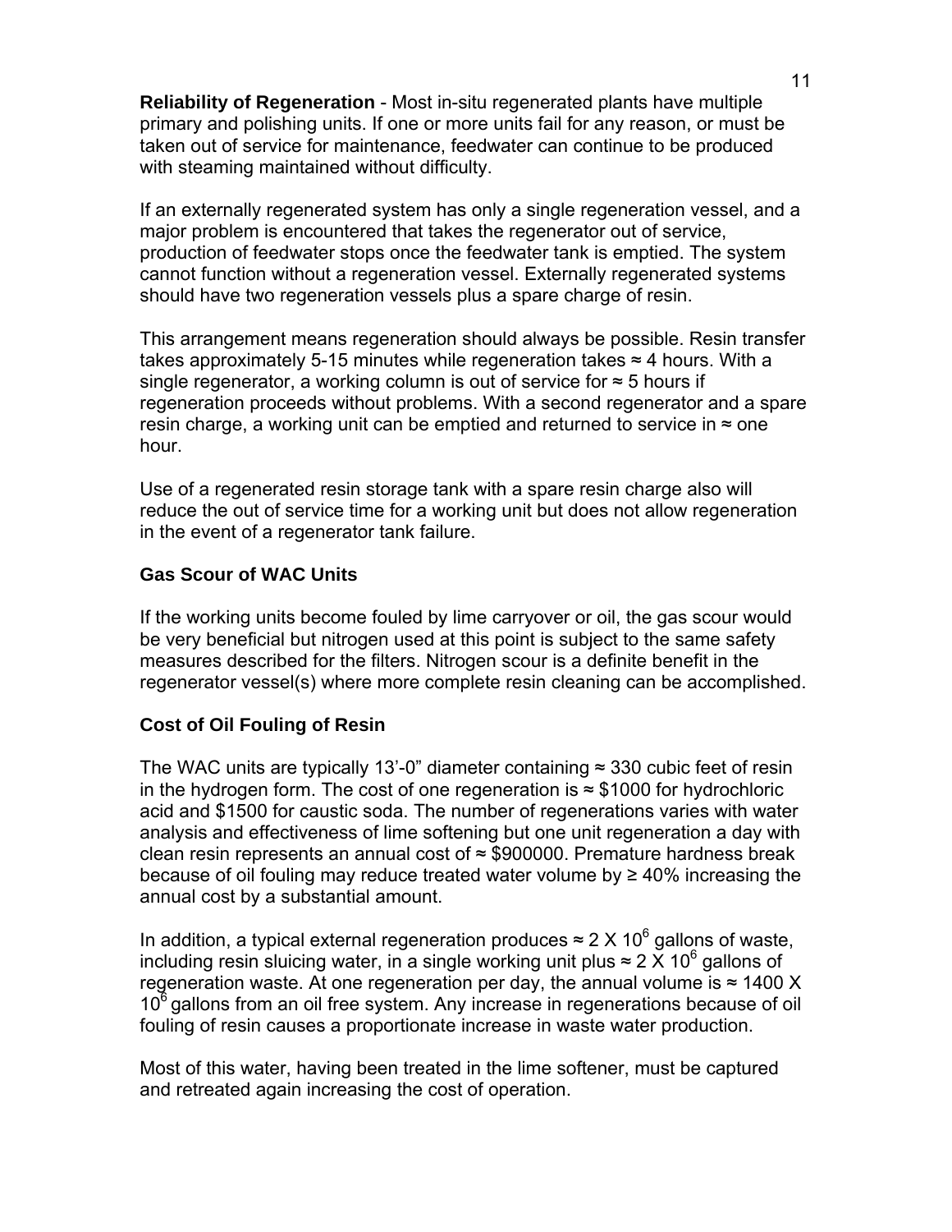**Reliability of Regeneration** - Most in-situ regenerated plants have multiple primary and polishing units. If one or more units fail for any reason, or must be taken out of service for maintenance, feedwater can continue to be produced with steaming maintained without difficulty.

If an externally regenerated system has only a single regeneration vessel, and a major problem is encountered that takes the regenerator out of service, production of feedwater stops once the feedwater tank is emptied. The system cannot function without a regeneration vessel. Externally regenerated systems should have two regeneration vessels plus a spare charge of resin.

This arrangement means regeneration should always be possible. Resin transfer takes approximately 5-15 minutes while regeneration takes ≈ 4 hours. With a single regenerator, a working column is out of service for ≈ 5 hours if regeneration proceeds without problems. With a second regenerator and a spare resin charge, a working unit can be emptied and returned to service in ≈ one hour.

Use of a regenerated resin storage tank with a spare resin charge also will reduce the out of service time for a working unit but does not allow regeneration in the event of a regenerator tank failure.

### Gas Scour of WAC Units

If the working units become fouled by lime carryover or oil, the gas scour would be very beneficial but nitrogen used at this point is subject to the same safety measures described for the filters. Nitrogen scour is a definite benefit in the regenerator vessel(s) where more complete resin cleaning can be accomplished.

### Cost of Oil Fouling of Resin

The WAC units are typically 13'-0" diameter containing ≈ 330 cubic feet of resin in the hydrogen form. The cost of one regeneration is ≈ \$1000 for hydrochloric acid and \$1500 for caustic soda. The number of regenerations varies with water analysis and effectiveness of lime softening but one unit regeneration a day with clean resin represents an annual cost of ≈ \$900000. Premature hardness break because of oil fouling may reduce treated water volume by ≥ 40% increasing the annual cost by a substantial amount.

In addition, a typical external regeneration produces ≈ $2 \times 10^6$ gallons of waste, including resin sluicing water, in a single working unit plus ≈ $2 \times 10^6$ gallons of regeneration waste. At one regeneration per day, the annual volume is ≈ $1400 \times 10^6$ gallons from an oil free system. Any increase in regenerations because of oil fouling of resin causes a proportionate increase in waste water production.

Most of this water, having been treated in the lime softener, must be captured and retreated again increasing the cost of operation.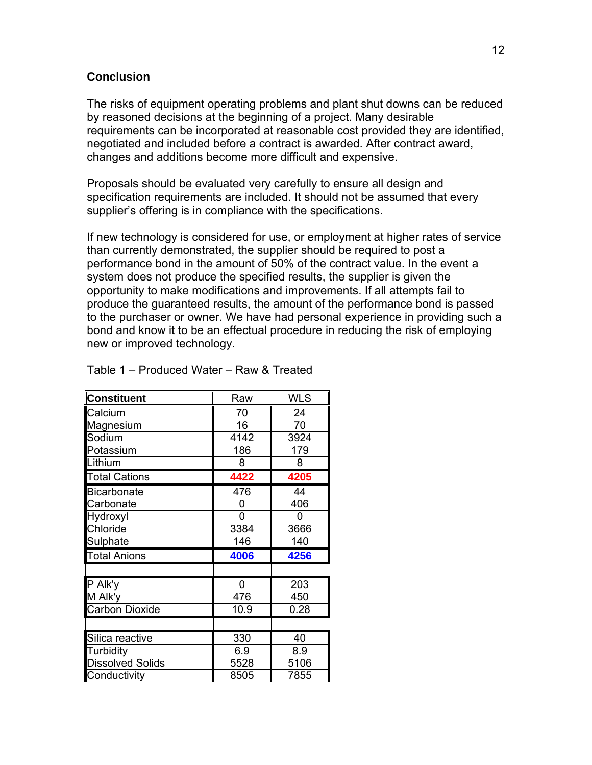## Conclusion

The risks of equipment operating problems and plant shut downs can be reduced by reasoned decisions at the beginning of a project. Many desirable requirements can be incorporated at reasonable cost provided they are identified, negotiated and included before a contract is awarded. After contract award, changes and additions become more difficult and expensive.

Proposals should be evaluated very carefully to ensure all design and specification requirements are included. It should not be assumed that every supplier's offering is in compliance with the specifications.

If new technology is considered for use, or employment at higher rates of service than currently demonstrated, the supplier should be required to post a performance bond in the amount of 50% of the contract value. In the event a system does not produce the specified results, the supplier is given the opportunity to make modifications and improvements. If all attempts fail to produce the guaranteed results, the amount of the performance bond is passed to the purchaser or owner. We have had personal experience in providing such a bond and know it to be an effectual procedure in reducing the risk of employing new or improved technology.

Table 1 – Produced Water – Raw & Treated

| Constituent | Raw | WLS |
|---|---|---|
| Calcium | 70 | 24 |
| Magnesium | 16 | 70 |
| Sodium | 4142 | 3924 |
| Potassium | 186 | 179 |
| Lithium | 8 | 8 |
| Total Cations | **4422** | **4205** |
| Bicarbonate | 476 | 44 |
| Carbonate | 0 | 406 |
| Hydroxyl | 0 | 0 |
| Chloride | 3384 | 3666 |
| Sulphate | 146 | 140 |
| Total Anions | **4006** | **4256** |
| | | |
| P Alk'y | 0 | 203 |
| M Alk'y | 476 | 450 |
| Carbon Dioxide | 10.9 | 0.28 |
| | | |
| Silica reactive | 330 | 40 |
| Turbidity | 6.9 | 8.9 |
| Dissolved Solids | 5528 | 5106 |
| Conductivity | 8505 | 7855 |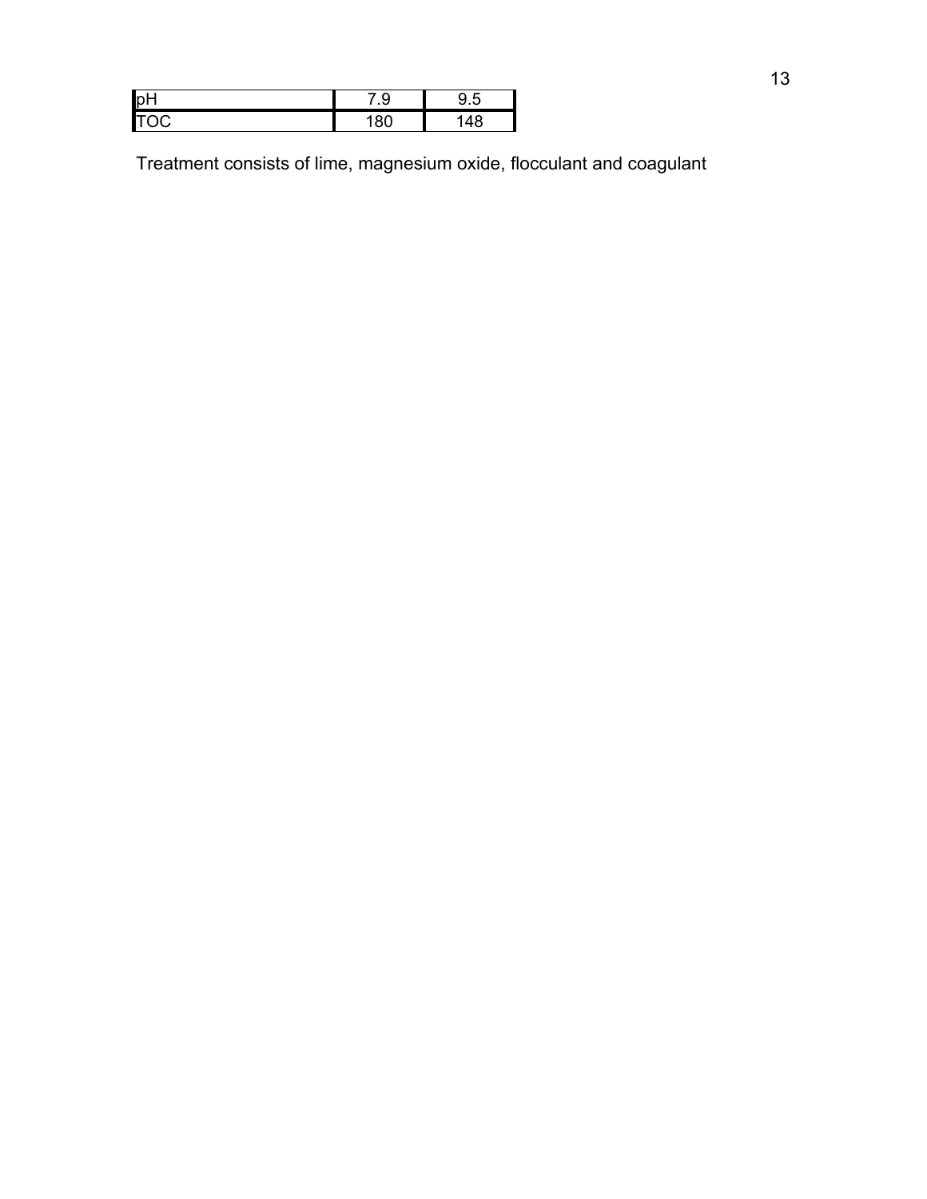| | | |
|---|---|---|
| pH | 7.9 | 9.5 |
| TOC | 180 | 148 |

Treatment consists of lime, magnesium oxide, flocculant and coagulant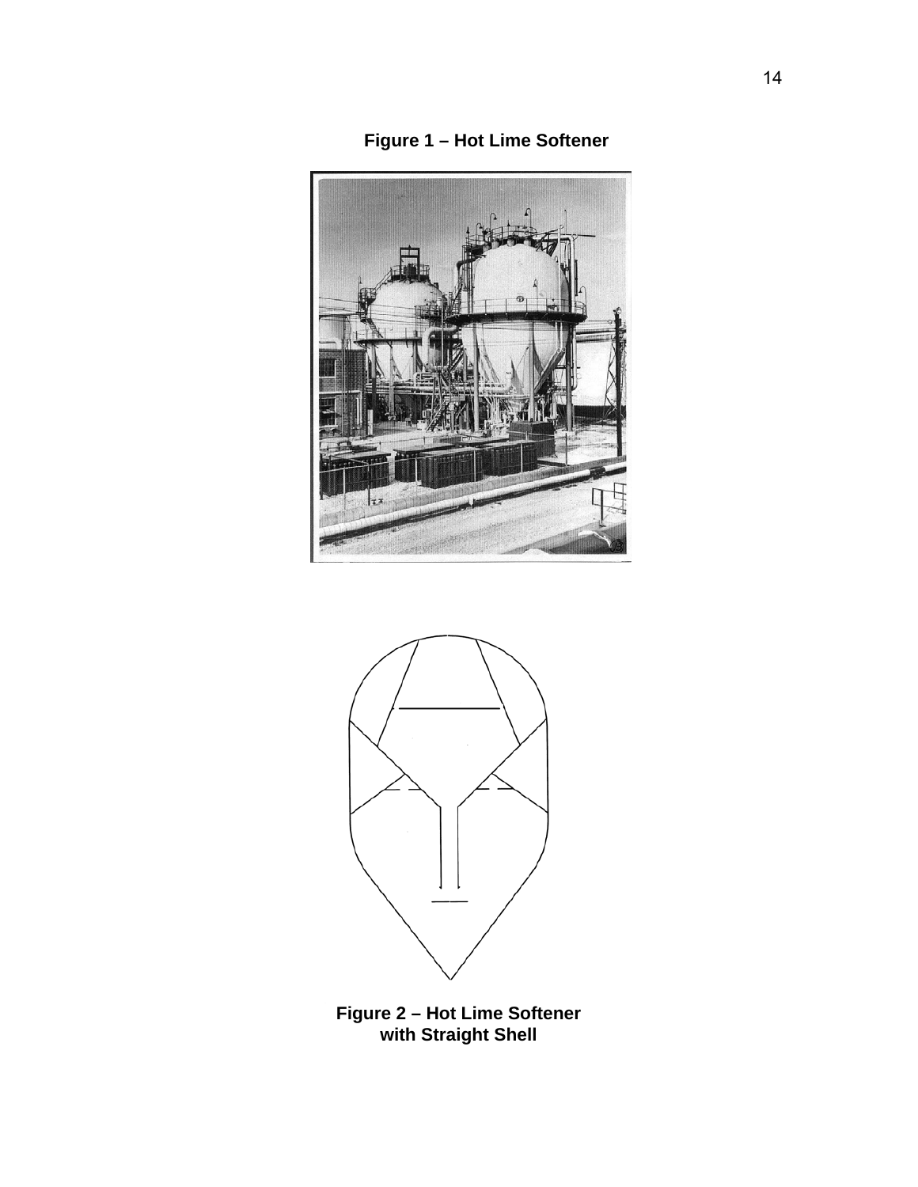**Figure 1 – Hot Lime Softener**

**Figure 2 – Hot Lime Softener with Straight Shell**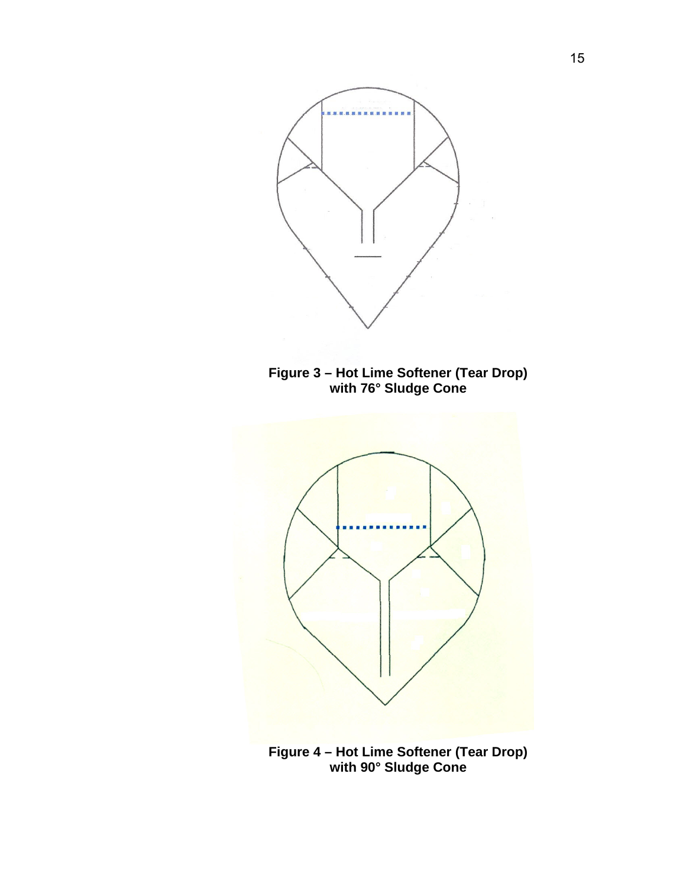**Figure 3 – Hot Lime Softener (Tear Drop) with 76° Sludge Cone**

**Figure 4 – Hot Lime Softener (Tear Drop) with 90° Sludge Cone**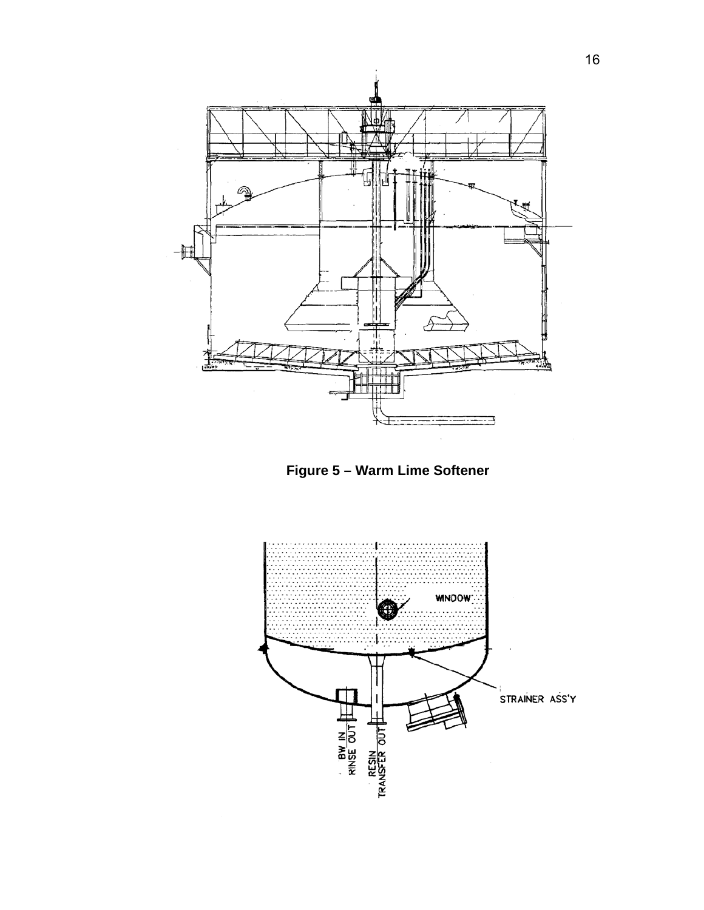**Figure 5 – Warm Lime Softener**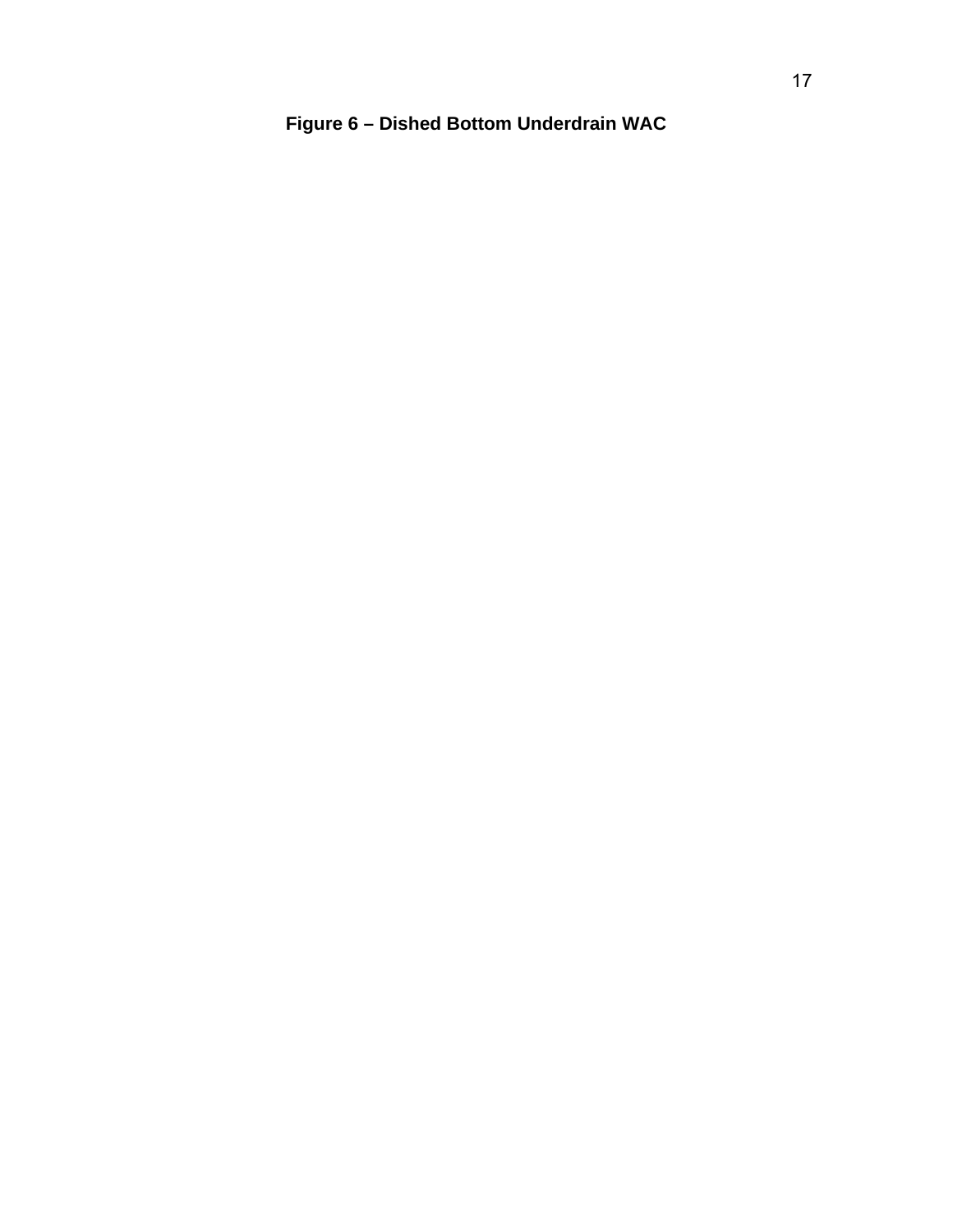**Figure 6 – Dished Bottom Underdrain WAC**